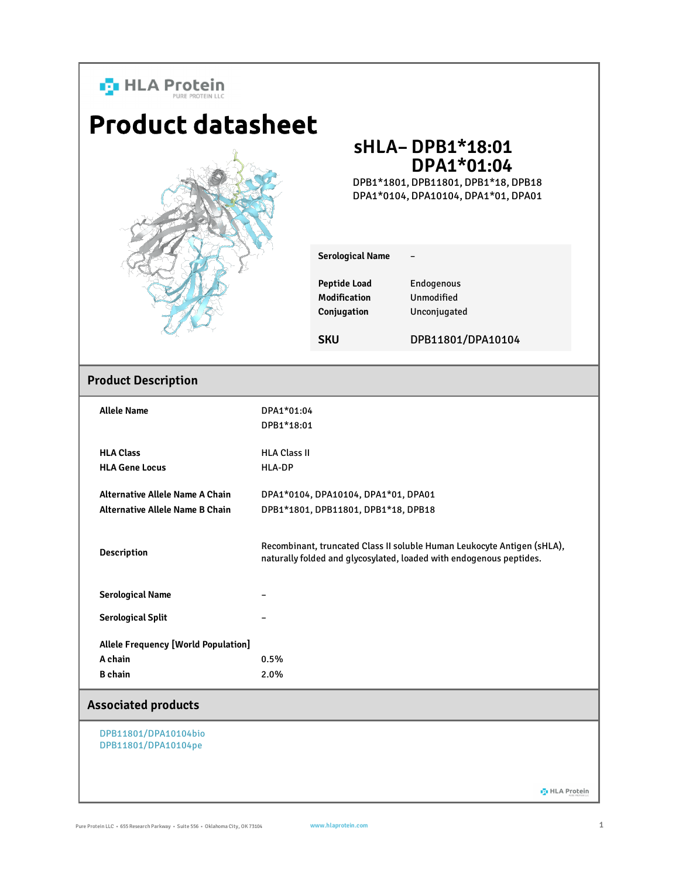HLA Protein
PURE PROTEIN LLC

# Product datasheet

## sHLA– DPB1*18:01 DPA1*01:04

DPB1*1801, DPB11801, DPB1*18, DPB18
DPA1*0104, DPA10104, DPA1*01, DPA01

| | |
|---|---|
| **Serological Name** | – |
| **Peptide Load** | Endogenous |
| **Modification** | Unmodified |
| **Conjugation** | Unconjugated |
| **SKU** | DPB11801/DPA10104 |

## Product Description

| | |
|---|---|
| **Allele Name** | DPA1*01:04<br>DPB1*18:01 |
| **HLA Class** | HLA Class II |
| **HLA Gene Locus** | HLA-DP |
| **Alternative Allele Name A Chain** | DPA1*0104, DPA10104, DPA1*01, DPA01 |
| **Alternative Allele Name B Chain** | DPB1*1801, DPB11801, DPB1*18, DPB18 |
| **Description** | Recombinant, truncated Class II soluble Human Leukocyte Antigen (sHLA), naturally folded and glycosylated, loaded with endogenous peptides. |
| **Serological Name** | – |
| **Serological Split** | – |
| **Allele Frequency [World Population]** | |
| **A chain** | 0.5% |
| **B chain** | 2.0% |

## Associated products

DPB11801/DPA10104bio
DPB11801/DPA10104pe

Pure Protein LLC • 655 Research Parkway • Suite 556 • Oklahoma City, OK 73104    www.hlaprotein.com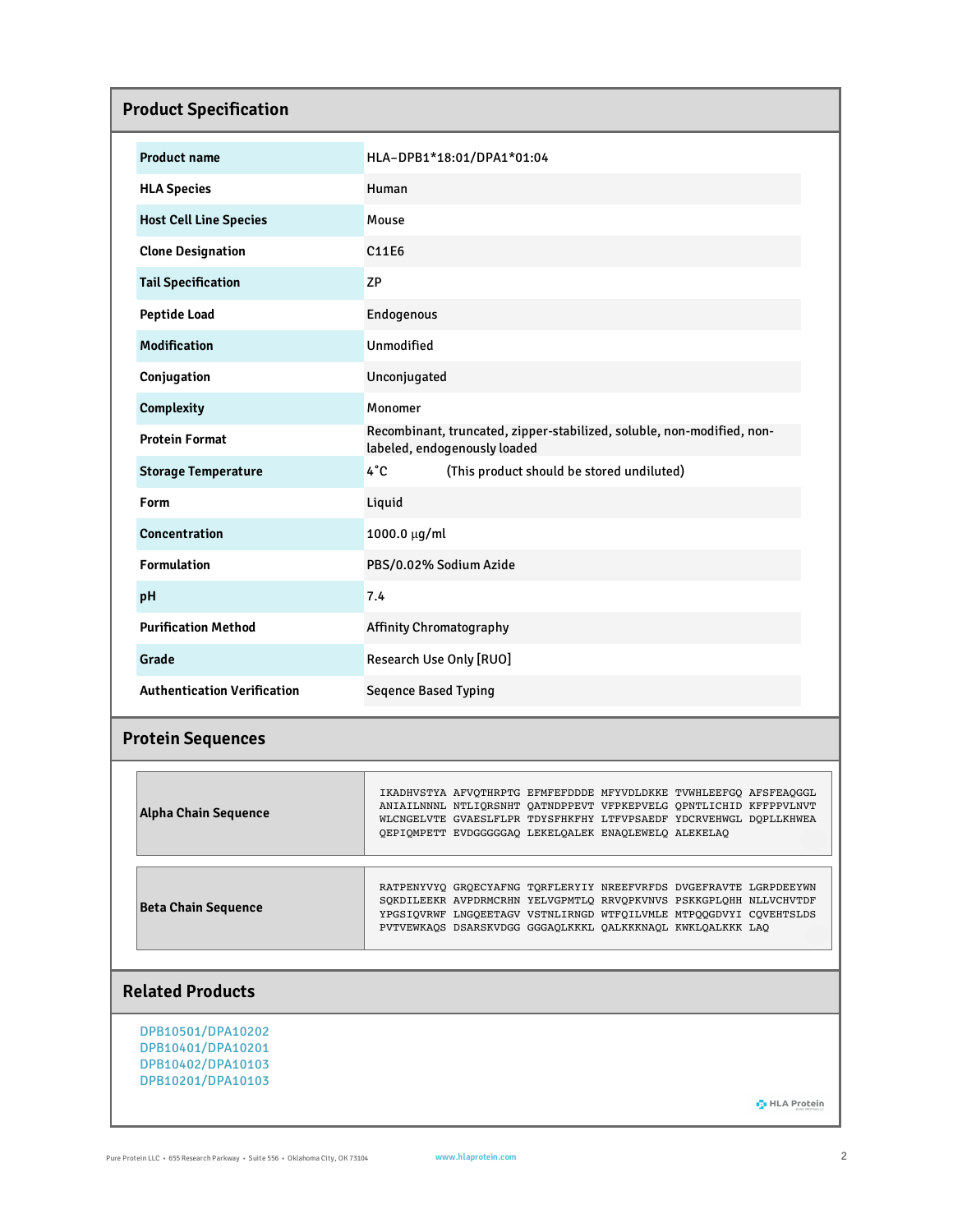## Product Specification

| | |
|---|---|
| **Product name** | HLA-DPB1*18:01/DPA1*01:04 |
| **HLA Species** | Human |
| **Host Cell Line Species** | Mouse |
| **Clone Designation** | C11E6 |
| **Tail Specification** | ZP |
| **Peptide Load** | Endogenous |
| **Modification** | Unmodified |
| **Conjugation** | Unconjugated |
| **Complexity** | Monomer |
| **Protein Format** | Recombinant, truncated, zipper-stabilized, soluble, non-modified, non-labeled, endogenously loaded |
| **Storage Temperature** | 4˚C (This product should be stored undiluted) |
| **Form** | Liquid |
| **Concentration** | 1000.0 µg/ml |
| **Formulation** | PBS/0.02% Sodium Azide |
| **pH** | 7.4 |
| **Purification Method** | Affinity Chromatography |
| **Grade** | Research Use Only [RUO] |
| **Authentication Verification** | Seqence Based Typing |

## Protein Sequences

| | |
|---|---|
| **Alpha Chain Sequence** | IKADHVSTYA AFVQTHRPTG EFMFEFDDDE MFYVDLDKKE TVWHLEEFGQ AFSFEAQGGL ANIAILNNNL NTLIQRSNHT QATNDPPEVT VFPKEPVELG QPNTLICHID KFFPPVLNVT WLCNGELVTE GVAESLFLPR TDYSFHKFHY LTFVPSAEDF YDCRVEHWGL DQPLLKHWEA QEPIQMPETT EVDGGGGGAQ LEKELQALEK ENAQLEWELQ ALEKELAQ |
| **Beta Chain Sequence** | RATPENYVYQ GRQECYAFNG TQRFLERYIY NREEFVRFDS DVGEFRAVTE LGRPDEEYWN SQKDILEEKR AVPDRMCRHN YELVGPMTLQ RRVQPKVNVS PSKKGPLQHH NLLVCHVTDF YPGSIQVRWF LNGQEETAGV VSTNLIRNGD WTFQILVMLE MTPQQGDVYI CQVEHTSLDS PVTVEWKAQS DSARSKVDGG GGGAQLKKKL QALKKKNAQL KWKLQALKKK LAQ |

## Related Products

DPB10501/DPA10202
DPB10401/DPA10201
DPB10402/DPA10103
DPB10201/DPA10103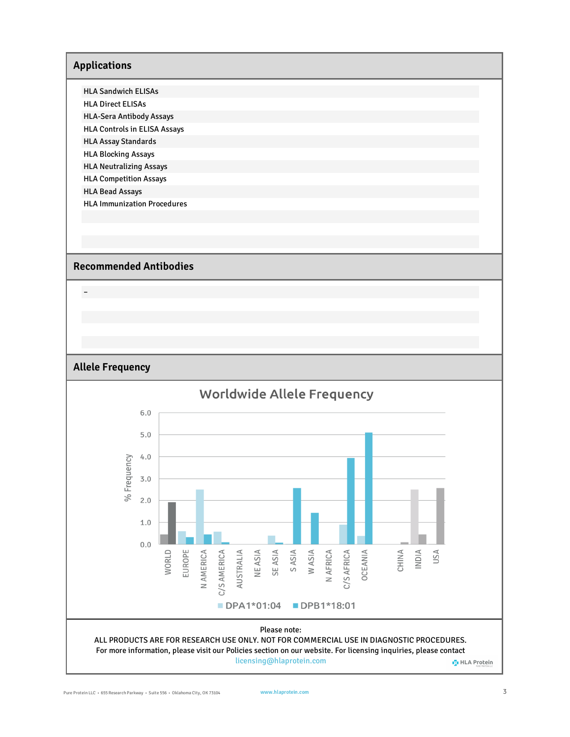## Applications

- HLA Sandwich ELISAs
- HLA Direct ELISAs
- HLA-Sera Antibody Assays
- HLA Controls in ELISA Assays
- HLA Assay Standards
- HLA Blocking Assays
- HLA Neutralizing Assays
- HLA Competition Assays
- HLA Bead Assays
- HLA Immunization Procedures

## Recommended Antibodies

–

## Allele Frequency

Worldwide Allele Frequency

% Frequency

WORLD, EUROPE, N AMERICA, C/S AMERICA, AUSTRALIA, NE ASIA, SE ASIA, S ASIA, W ASIA, N AFRICA, C/S AFRICA, OCEANIA, CHINA, INDIA, USA

DPA1*01:04 DPB1*18:01

Please note:
ALL PRODUCTS ARE FOR RESEARCH USE ONLY. NOT FOR COMMERCIAL USE IN DIAGNOSTIC PROCEDURES.
For more information, please visit our Policies section on our website. For licensing inquiries, please contact licensing@hlaprotein.com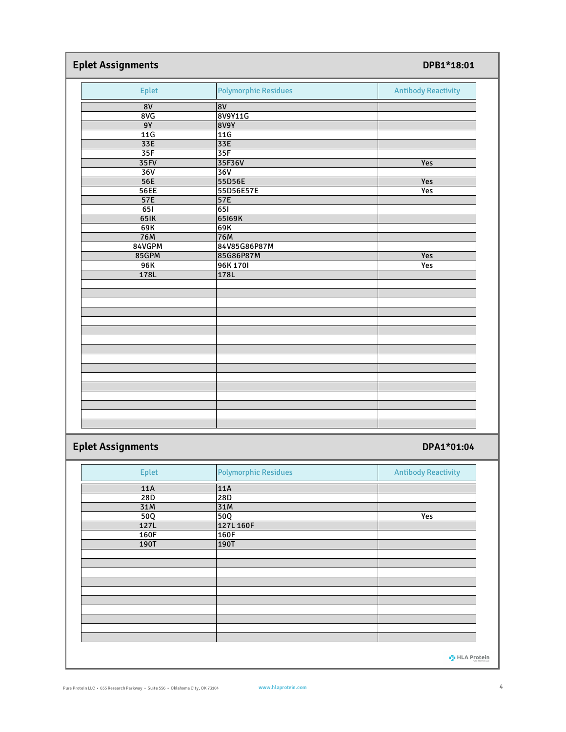## Eplet Assignments — DPB1*18:01

| Eplet | Polymorphic Residues | Antibody Reactivity |
| --- | --- | --- |
| 8V | 8V | |
| 8VG | 8V9Y11G | |
| 9Y | 8V9Y | |
| 11G | 11G | |
| 33E | 33E | |
| 35F | 35F | |
| 35FV | 35F36V | Yes |
| 36V | 36V | |
| 56E | 55D56E | Yes |
| 56EE | 55D56E57E | Yes |
| 57E | 57E | |
| 65I | 65I | |
| 65IK | 65I69K | |
| 69K | 69K | |
| 76M | 76M | |
| 84VGPM | 84V85G86P87M | |
| 85GPM | 85G86P87M | Yes |
| 96K | 96K 170I | Yes |
| 178L | 178L | |

## Eplet Assignments — DPA1*01:04

| Eplet | Polymorphic Residues | Antibody Reactivity |
| --- | --- | --- |
| 11A | 11A | |
| 28D | 28D | |
| 31M | 31M | |
| 50Q | 50Q | Yes |
| 127L | 127L 160F | |
| 160F | 160F | |
| 190T | 190T | |

HLA Protein

Pure Protein LLC • 655 Research Parkway • Suite 556 • Oklahoma City, OK 73104 www.hlaprotein.com